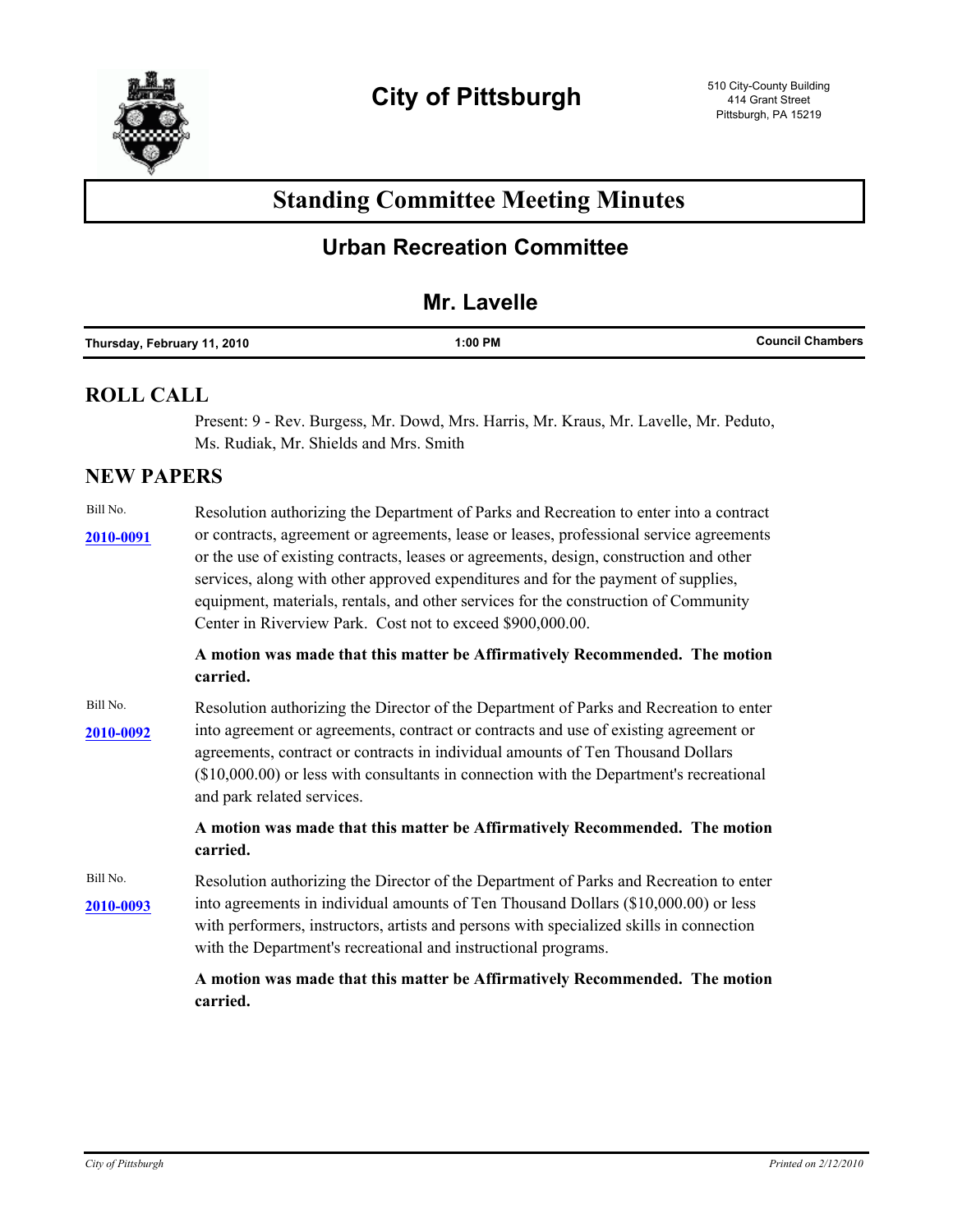City of Pittsburgh

510 City-County Building
414 Grant Street
Pittsburgh, PA 15219

# Standing Committee Meeting Minutes

## Urban Recreation Committee

### Mr. Lavelle

**Thursday, February 11, 2010** **1:00 PM** **Council Chambers**

## ROLL CALL

Present: 9 - Rev. Burgess, Mr. Dowd, Mrs. Harris, Mr. Kraus, Mr. Lavelle, Mr. Peduto, Ms. Rudiak, Mr. Shields and Mrs. Smith

## NEW PAPERS

Bill No. **2010-0091**

Resolution authorizing the Department of Parks and Recreation to enter into a contract or contracts, agreement or agreements, lease or leases, professional service agreements or the use of existing contracts, leases or agreements, design, construction and other services, along with other approved expenditures and for the payment of supplies, equipment, materials, rentals, and other services for the construction of Community Center in Riverview Park. Cost not to exceed $900,000.00.

**A motion was made that this matter be Affirmatively Recommended. The motion carried.**

Bill No. **2010-0092**

Resolution authorizing the Director of the Department of Parks and Recreation to enter into agreement or agreements, contract or contracts and use of existing agreement or agreements, contract or contracts in individual amounts of Ten Thousand Dollars ($10,000.00) or less with consultants in connection with the Department's recreational and park related services.

**A motion was made that this matter be Affirmatively Recommended. The motion carried.**

Bill No. **2010-0093**

Resolution authorizing the Director of the Department of Parks and Recreation to enter into agreements in individual amounts of Ten Thousand Dollars ($10,000.00) or less with performers, instructors, artists and persons with specialized skills in connection with the Department's recreational and instructional programs.

**A motion was made that this matter be Affirmatively Recommended. The motion carried.**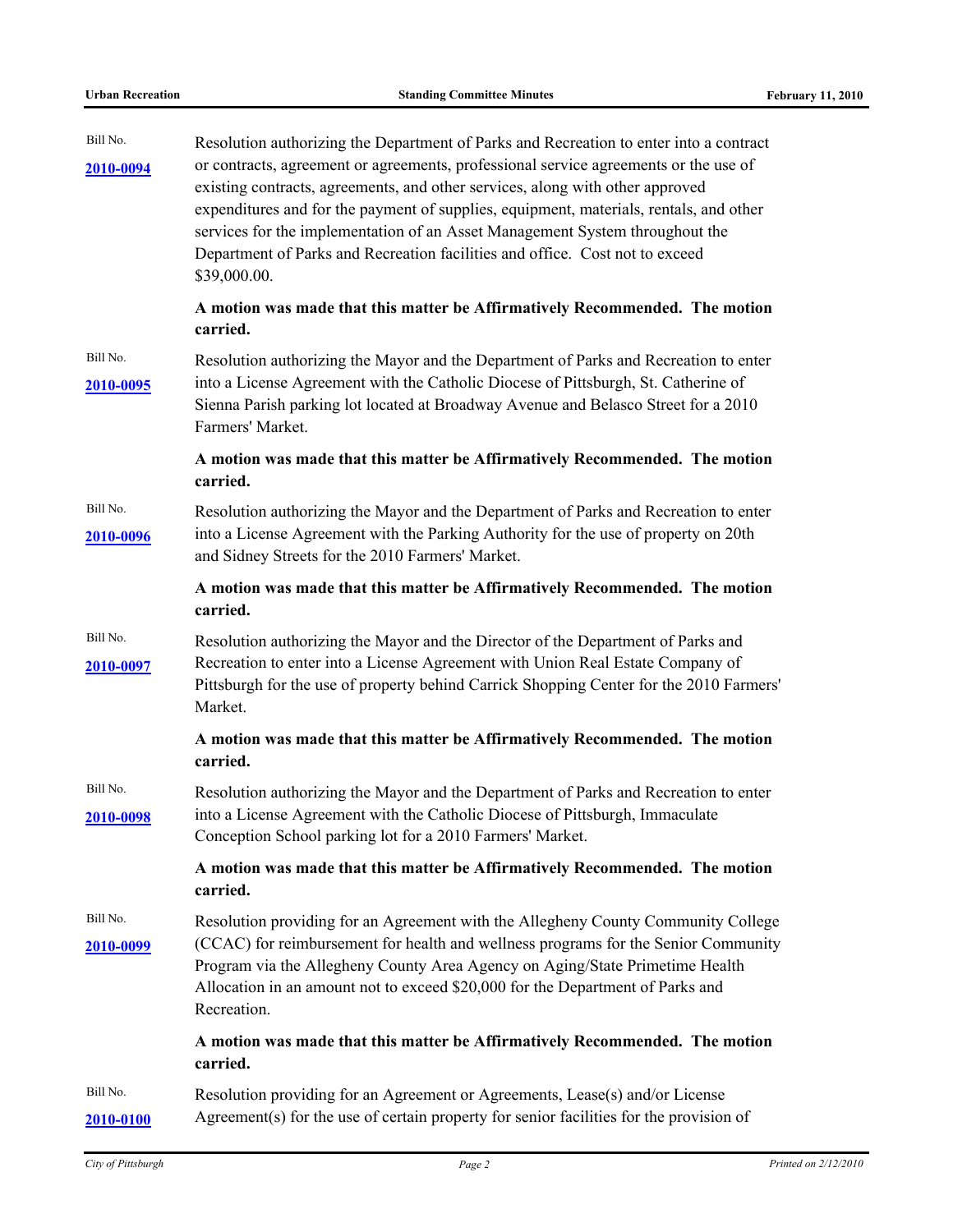Bill No.
**2010-0094**

Resolution authorizing the Department of Parks and Recreation to enter into a contract or contracts, agreement or agreements, professional service agreements or the use of existing contracts, agreements, and other services, along with other approved expenditures and for the payment of supplies, equipment, materials, rentals, and other services for the implementation of an Asset Management System throughout the Department of Parks and Recreation facilities and office. Cost not to exceed $39,000.00.

**A motion was made that this matter be Affirmatively Recommended. The motion carried.**

Bill No.
**2010-0095**

Resolution authorizing the Mayor and the Department of Parks and Recreation to enter into a License Agreement with the Catholic Diocese of Pittsburgh, St. Catherine of Sienna Parish parking lot located at Broadway Avenue and Belasco Street for a 2010 Farmers' Market.

**A motion was made that this matter be Affirmatively Recommended. The motion carried.**

Bill No.
**2010-0096**

Resolution authorizing the Mayor and the Department of Parks and Recreation to enter into a License Agreement with the Parking Authority for the use of property on 20th and Sidney Streets for the 2010 Farmers' Market.

**A motion was made that this matter be Affirmatively Recommended. The motion carried.**

Bill No.
**2010-0097**

Resolution authorizing the Mayor and the Director of the Department of Parks and Recreation to enter into a License Agreement with Union Real Estate Company of Pittsburgh for the use of property behind Carrick Shopping Center for the 2010 Farmers' Market.

**A motion was made that this matter be Affirmatively Recommended. The motion carried.**

Bill No.
**2010-0098**

Resolution authorizing the Mayor and the Department of Parks and Recreation to enter into a License Agreement with the Catholic Diocese of Pittsburgh, Immaculate Conception School parking lot for a 2010 Farmers' Market.

**A motion was made that this matter be Affirmatively Recommended. The motion carried.**

Bill No.
**2010-0099**

Resolution providing for an Agreement with the Allegheny County Community College (CCAC) for reimbursement for health and wellness programs for the Senior Community Program via the Allegheny County Area Agency on Aging/State Primetime Health Allocation in an amount not to exceed $20,000 for the Department of Parks and Recreation.

**A motion was made that this matter be Affirmatively Recommended. The motion carried.**

Bill No.
**2010-0100**

Resolution providing for an Agreement or Agreements, Lease(s) and/or License Agreement(s) for the use of certain property for senior facilities for the provision of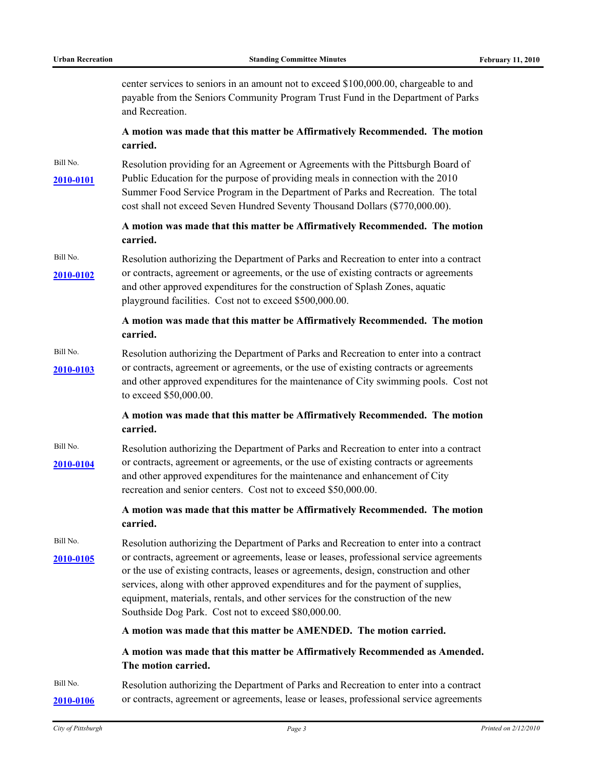center services to seniors in an amount not to exceed $100,000.00, chargeable to and payable from the Seniors Community Program Trust Fund in the Department of Parks and Recreation.

**A motion was made that this matter be Affirmatively Recommended. The motion carried.**

Bill No. **2010-0101**

Resolution providing for an Agreement or Agreements with the Pittsburgh Board of Public Education for the purpose of providing meals in connection with the 2010 Summer Food Service Program in the Department of Parks and Recreation. The total cost shall not exceed Seven Hundred Seventy Thousand Dollars ($770,000.00).

**A motion was made that this matter be Affirmatively Recommended. The motion carried.**

Bill No. **2010-0102**

Resolution authorizing the Department of Parks and Recreation to enter into a contract or contracts, agreement or agreements, or the use of existing contracts or agreements and other approved expenditures for the construction of Splash Zones, aquatic playground facilities. Cost not to exceed $500,000.00.

**A motion was made that this matter be Affirmatively Recommended. The motion carried.**

Bill No. **2010-0103**

Resolution authorizing the Department of Parks and Recreation to enter into a contract or contracts, agreement or agreements, or the use of existing contracts or agreements and other approved expenditures for the maintenance of City swimming pools. Cost not to exceed $50,000.00.

**A motion was made that this matter be Affirmatively Recommended. The motion carried.**

Bill No. **2010-0104**

Resolution authorizing the Department of Parks and Recreation to enter into a contract or contracts, agreement or agreements, or the use of existing contracts or agreements and other approved expenditures for the maintenance and enhancement of City recreation and senior centers. Cost not to exceed $50,000.00.

**A motion was made that this matter be Affirmatively Recommended. The motion carried.**

Bill No. **2010-0105**

Resolution authorizing the Department of Parks and Recreation to enter into a contract or contracts, agreement or agreements, lease or leases, professional service agreements or the use of existing contracts, leases or agreements, design, construction and other services, along with other approved expenditures and for the payment of supplies, equipment, materials, rentals, and other services for the construction of the new Southside Dog Park. Cost not to exceed $80,000.00.

**A motion was made that this matter be AMENDED. The motion carried.**

**A motion was made that this matter be Affirmatively Recommended as Amended. The motion carried.**

Bill No. **2010-0106**

Resolution authorizing the Department of Parks and Recreation to enter into a contract or contracts, agreement or agreements, lease or leases, professional service agreements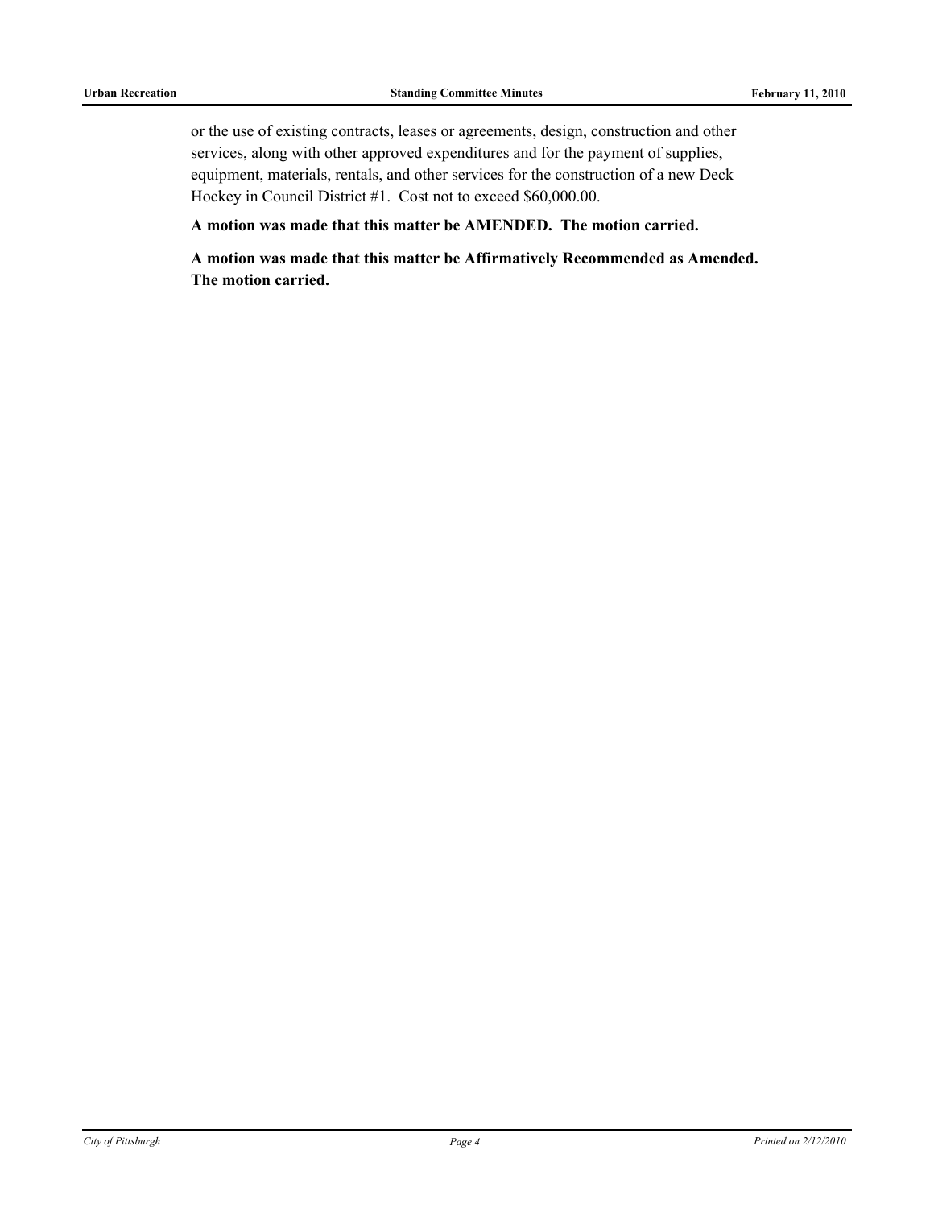or the use of existing contracts, leases or agreements, design, construction and other services, along with other approved expenditures and for the payment of supplies, equipment, materials, rentals, and other services for the construction of a new Deck Hockey in Council District #1. Cost not to exceed $60,000.00.

**A motion was made that this matter be AMENDED. The motion carried.**

**A motion was made that this matter be Affirmatively Recommended as Amended. The motion carried.**